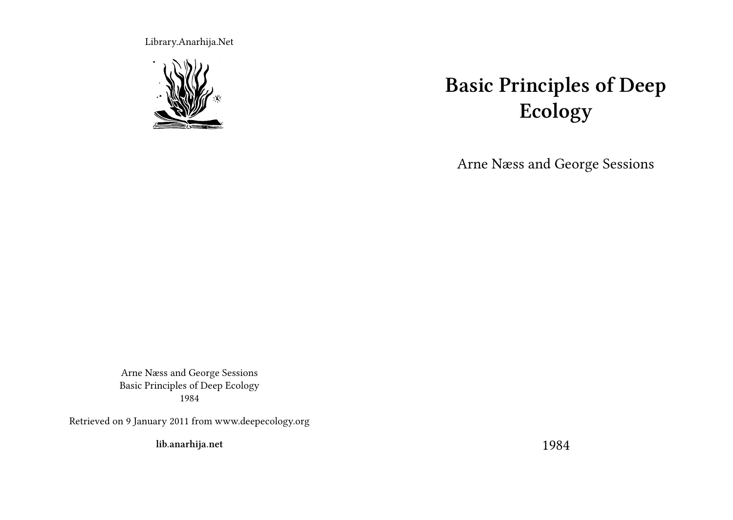Library.Anarhija.Net

# Basic Principles of Deep Ecology

Arne Næss and George Sessions

1984

Arne Næss and George Sessions
Basic Principles of Deep Ecology
1984

Retrieved on 9 January 2011 from www.deepecology.org

**lib.anarhija.net**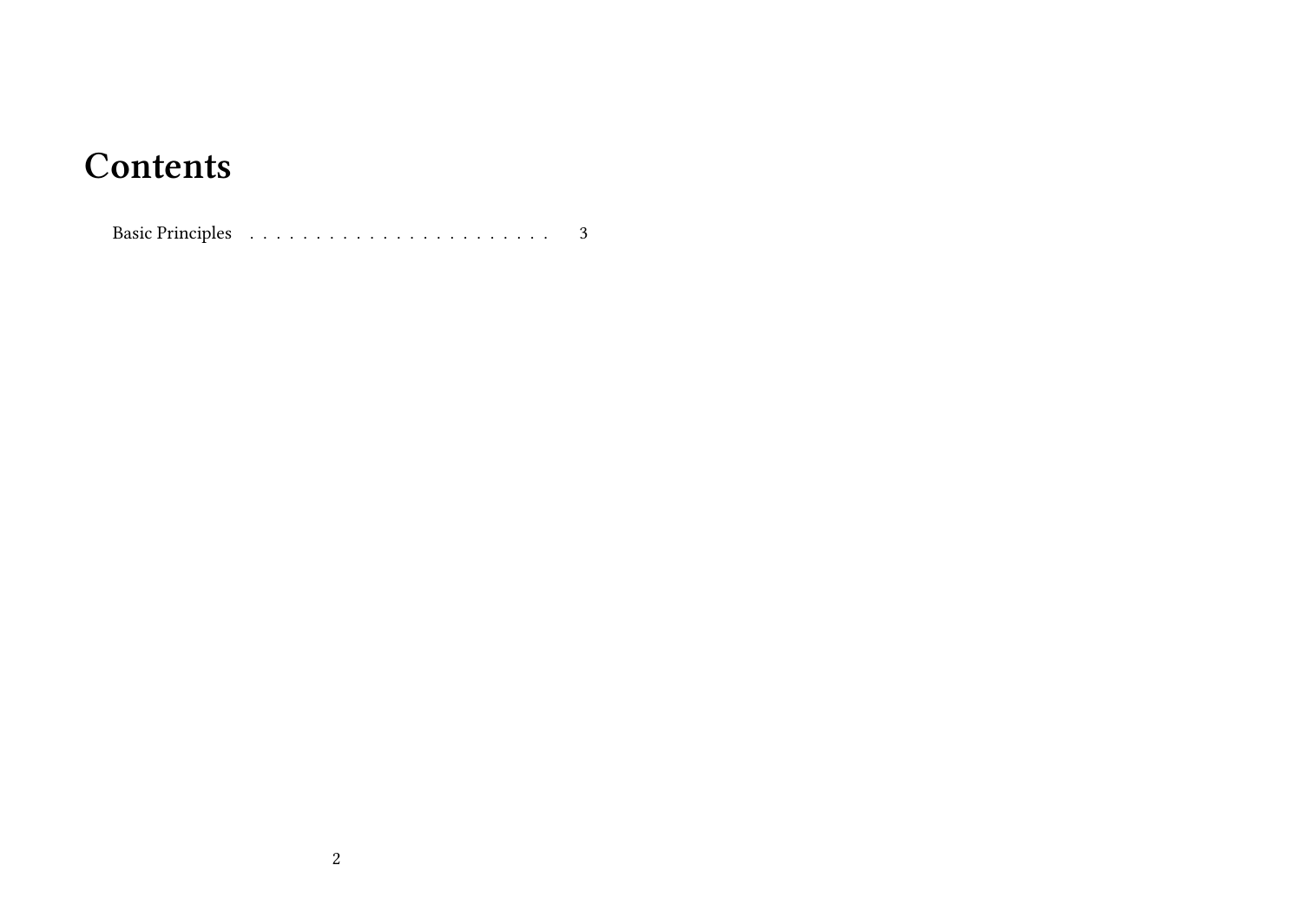# Contents

Basic Principles . . . . . . . . . . . . . . . . . . . . . . . 3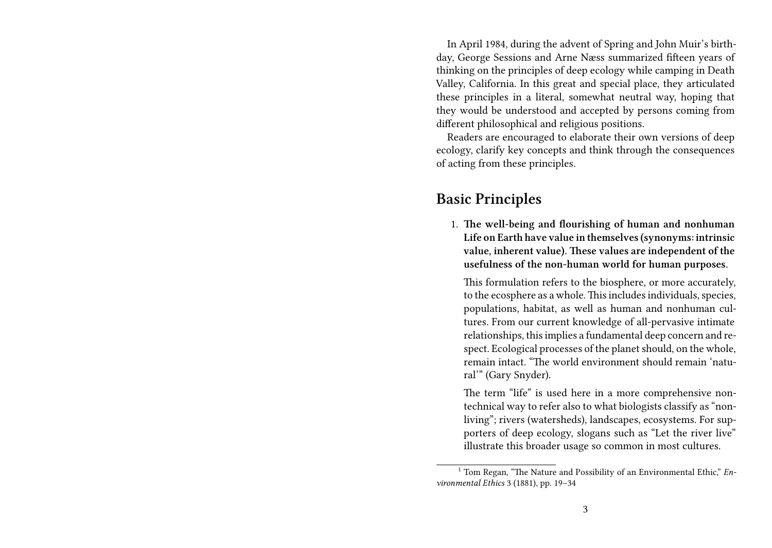In April 1984, during the advent of Spring and John Muir's birthday, George Sessions and Arne Næss summarized fifteen years of thinking on the principles of deep ecology while camping in Death Valley, California. In this great and special place, they articulated these principles in a literal, somewhat neutral way, hoping that they would be understood and accepted by persons coming from different philosophical and religious positions.

Readers are encouraged to elaborate their own versions of deep ecology, clarify key concepts and think through the consequences of acting from these principles.

## Basic Principles

1. **The well-being and flourishing of human and nonhuman Life on Earth have value in themselves (synonyms: intrinsic value, inherent value). These values are independent of the usefulness of the non-human world for human purposes.**

   This formulation refers to the biosphere, or more accurately, to the ecosphere as a whole. This includes individuals, species, populations, habitat, as well as human and nonhuman cultures. From our current knowledge of all-pervasive intimate relationships, this implies a fundamental deep concern and respect. Ecological processes of the planet should, on the whole, remain intact. "The world environment should remain 'natural'" (Gary Snyder).

   The term "life" is used here in a more comprehensive non-technical way to refer also to what biologists classify as "non-living"; rivers (watersheds), landscapes, ecosystems. For supporters of deep ecology, slogans such as "Let the river live" illustrate this broader usage so common in most cultures.

---

[1] Tom Regan, "The Nature and Possibility of an Environmental Ethic," *Environmental Ethics* 3 (1881), pp. 19–34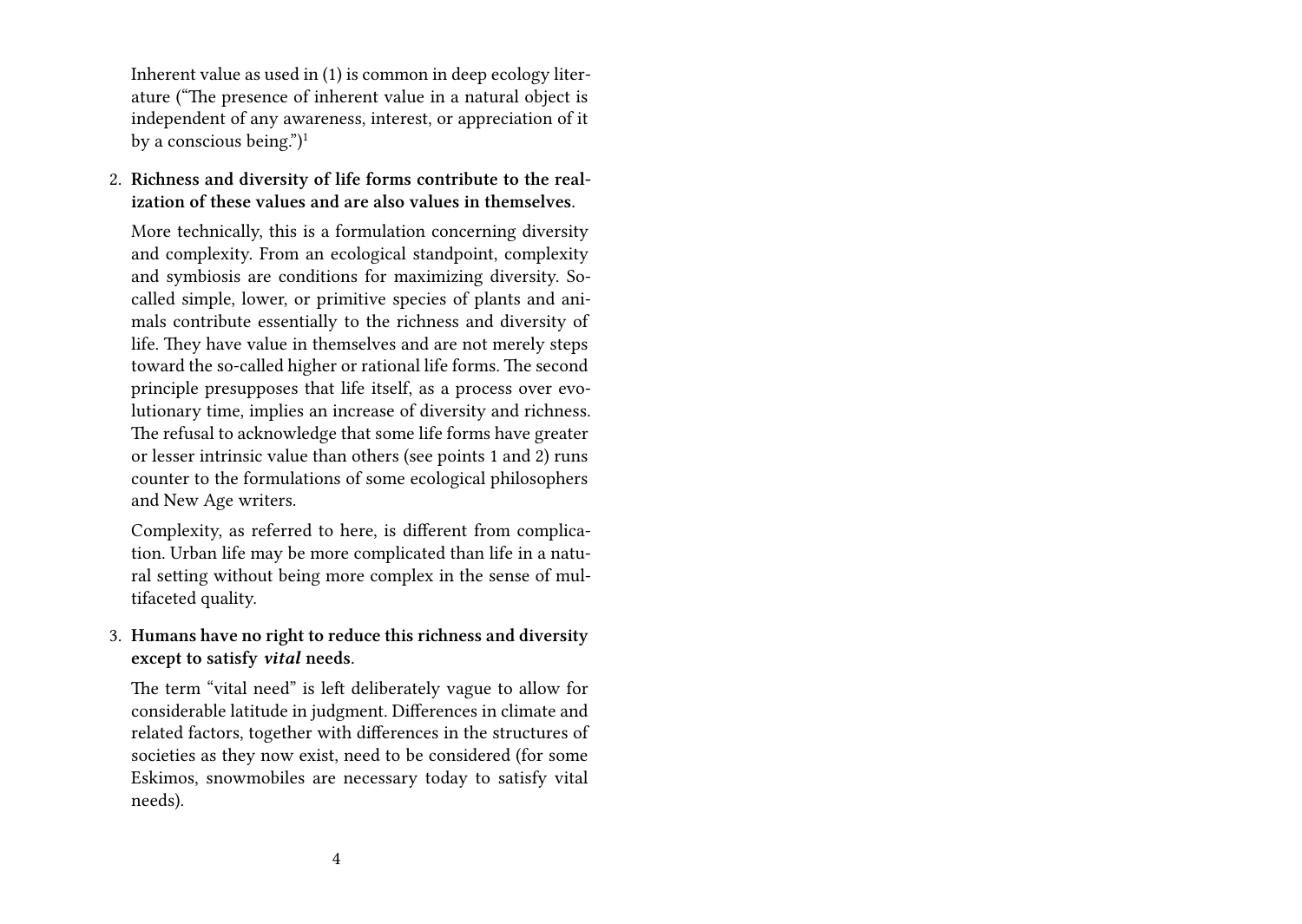Inherent value as used in (1) is common in deep ecology literature ("The presence of inherent value in a natural object is independent of any awareness, interest, or appreciation of it by a conscious being.")[1]

2. **Richness and diversity of life forms contribute to the realization of these values and are also values in themselves.**

   More technically, this is a formulation concerning diversity and complexity. From an ecological standpoint, complexity and symbiosis are conditions for maximizing diversity. So-called simple, lower, or primitive species of plants and animals contribute essentially to the richness and diversity of life. They have value in themselves and are not merely steps toward the so-called higher or rational life forms. The second principle presupposes that life itself, as a process over evolutionary time, implies an increase of diversity and richness. The refusal to acknowledge that some life forms have greater or lesser intrinsic value than others (see points 1 and 2) runs counter to the formulations of some ecological philosophers and New Age writers.

   Complexity, as referred to here, is different from complication. Urban life may be more complicated than life in a natural setting without being more complex in the sense of multifaceted quality.

3. **Humans have no right to reduce this richness and diversity except to satisfy *vital* needs.**

   The term "vital need" is left deliberately vague to allow for considerable latitude in judgment. Differences in climate and related factors, together with differences in the structures of societies as they now exist, need to be considered (for some Eskimos, snowmobiles are necessary today to satisfy vital needs).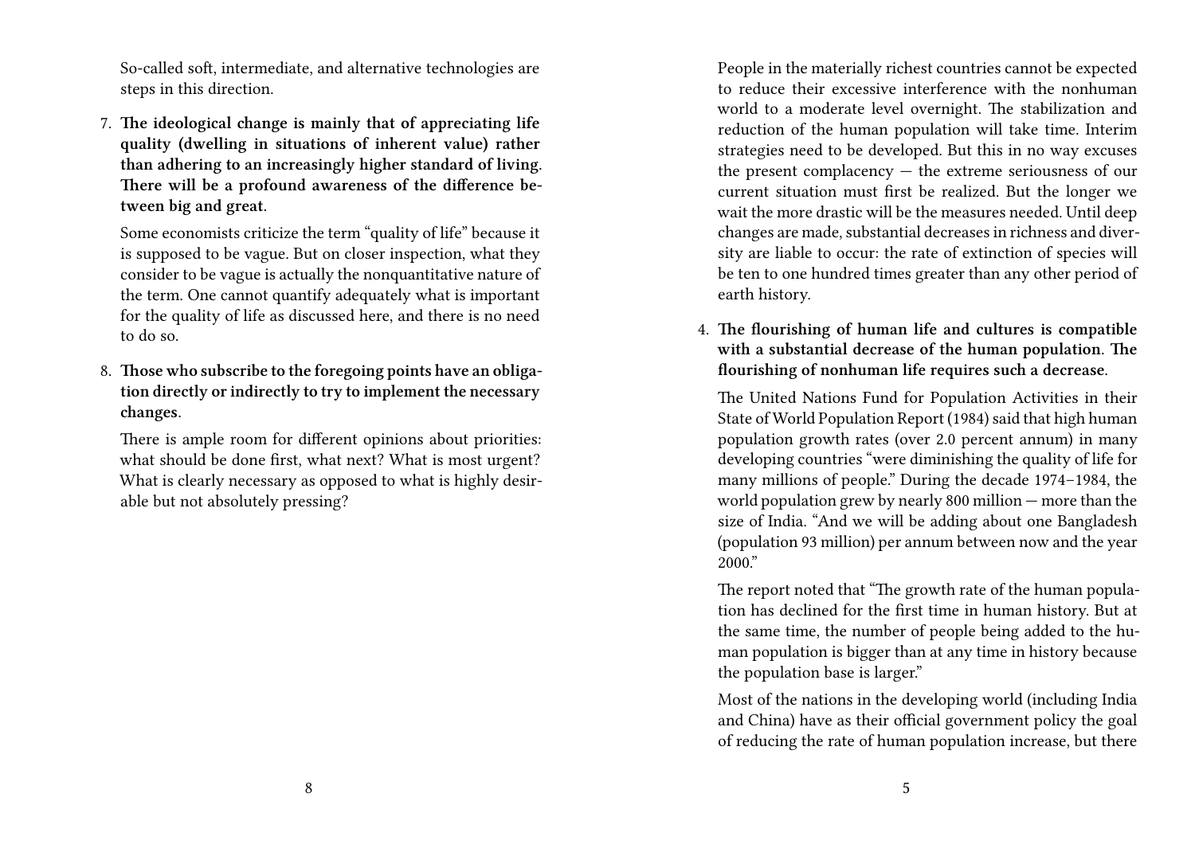So-called soft, intermediate, and alternative technologies are steps in this direction.

7. **The ideological change is mainly that of appreciating life quality (dwelling in situations of inherent value) rather than adhering to an increasingly higher standard of living. There will be a profound awareness of the difference between big and great.**

   Some economists criticize the term "quality of life" because it is supposed to be vague. But on closer inspection, what they consider to be vague is actually the nonquantitative nature of the term. One cannot quantify adequately what is important for the quality of life as discussed here, and there is no need to do so.

8. **Those who subscribe to the foregoing points have an obligation directly or indirectly to try to implement the necessary changes.**

   There is ample room for different opinions about priorities: what should be done first, what next? What is most urgent? What is clearly necessary as opposed to what is highly desirable but not absolutely pressing?

People in the materially richest countries cannot be expected to reduce their excessive interference with the nonhuman world to a moderate level overnight. The stabilization and reduction of the human population will take time. Interim strategies need to be developed. But this in no way excuses the present complacency — the extreme seriousness of our current situation must first be realized. But the longer we wait the more drastic will be the measures needed. Until deep changes are made, substantial decreases in richness and diversity are liable to occur: the rate of extinction of species will be ten to one hundred times greater than any other period of earth history.

4. **The flourishing of human life and cultures is compatible with a substantial decrease of the human population. The flourishing of nonhuman life requires such a decrease.**

   The United Nations Fund for Population Activities in their State of World Population Report (1984) said that high human population growth rates (over 2.0 percent annum) in many developing countries "were diminishing the quality of life for many millions of people." During the decade 1974–1984, the world population grew by nearly 800 million — more than the size of India. "And we will be adding about one Bangladesh (population 93 million) per annum between now and the year 2000."

   The report noted that "The growth rate of the human population has declined for the first time in human history. But at the same time, the number of people being added to the human population is bigger than at any time in history because the population base is larger."

   Most of the nations in the developing world (including India and China) have as their official government policy the goal of reducing the rate of human population increase, but there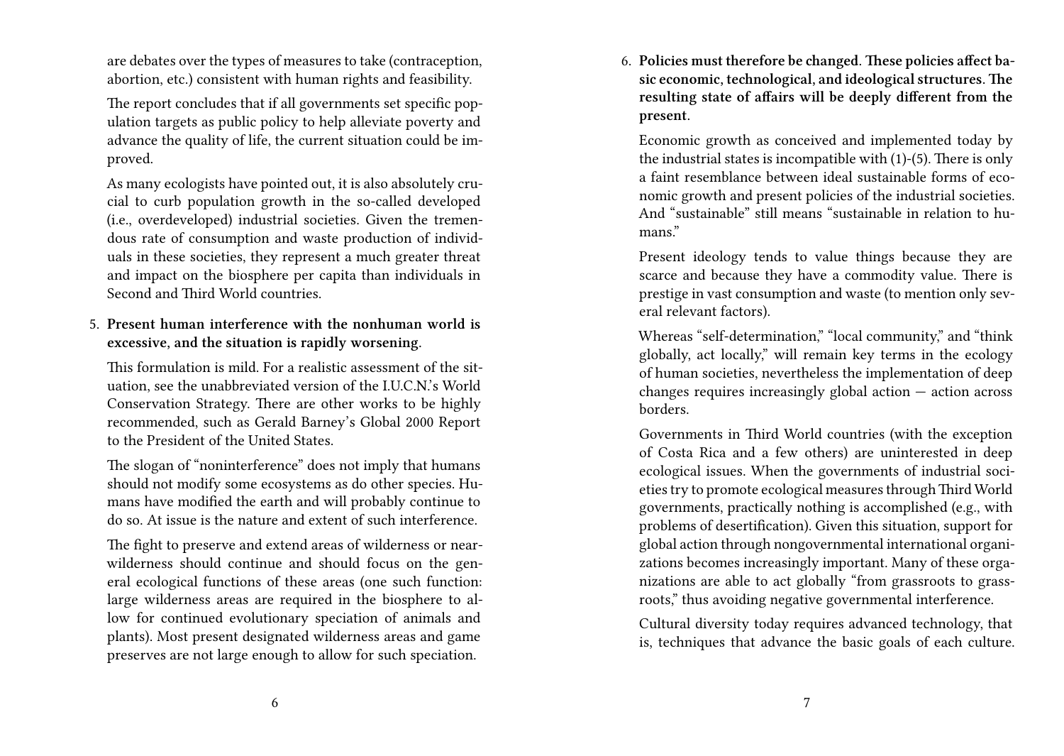are debates over the types of measures to take (contraception, abortion, etc.) consistent with human rights and feasibility.

The report concludes that if all governments set specific population targets as public policy to help alleviate poverty and advance the quality of life, the current situation could be improved.

As many ecologists have pointed out, it is also absolutely crucial to curb population growth in the so-called developed (i.e., overdeveloped) industrial societies. Given the tremendous rate of consumption and waste production of individuals in these societies, they represent a much greater threat and impact on the biosphere per capita than individuals in Second and Third World countries.

5. **Present human interference with the nonhuman world is excessive, and the situation is rapidly worsening.**

   This formulation is mild. For a realistic assessment of the situation, see the unabbreviated version of the I.U.C.N.'s World Conservation Strategy. There are other works to be highly recommended, such as Gerald Barney's Global 2000 Report to the President of the United States.

   The slogan of "noninterference" does not imply that humans should not modify some ecosystems as do other species. Humans have modified the earth and will probably continue to do so. At issue is the nature and extent of such interference.

   The fight to preserve and extend areas of wilderness or near-wilderness should continue and should focus on the general ecological functions of these areas (one such function: large wilderness areas are required in the biosphere to allow for continued evolutionary speciation of animals and plants). Most present designated wilderness areas and game preserves are not large enough to allow for such speciation.

6. **Policies must therefore be changed. These policies affect basic economic, technological, and ideological structures. The resulting state of affairs will be deeply different from the present.**

   Economic growth as conceived and implemented today by the industrial states is incompatible with (1)-(5). There is only a faint resemblance between ideal sustainable forms of economic growth and present policies of the industrial societies. And "sustainable" still means "sustainable in relation to humans."

   Present ideology tends to value things because they are scarce and because they have a commodity value. There is prestige in vast consumption and waste (to mention only several relevant factors).

   Whereas "self-determination," "local community," and "think globally, act locally," will remain key terms in the ecology of human societies, nevertheless the implementation of deep changes requires increasingly global action — action across borders.

   Governments in Third World countries (with the exception of Costa Rica and a few others) are uninterested in deep ecological issues. When the governments of industrial societies try to promote ecological measures through Third World governments, practically nothing is accomplished (e.g., with problems of desertification). Given this situation, support for global action through nongovernmental international organizations becomes increasingly important. Many of these organizations are able to act globally "from grassroots to grassroots," thus avoiding negative governmental interference.

   Cultural diversity today requires advanced technology, that is, techniques that advance the basic goals of each culture.